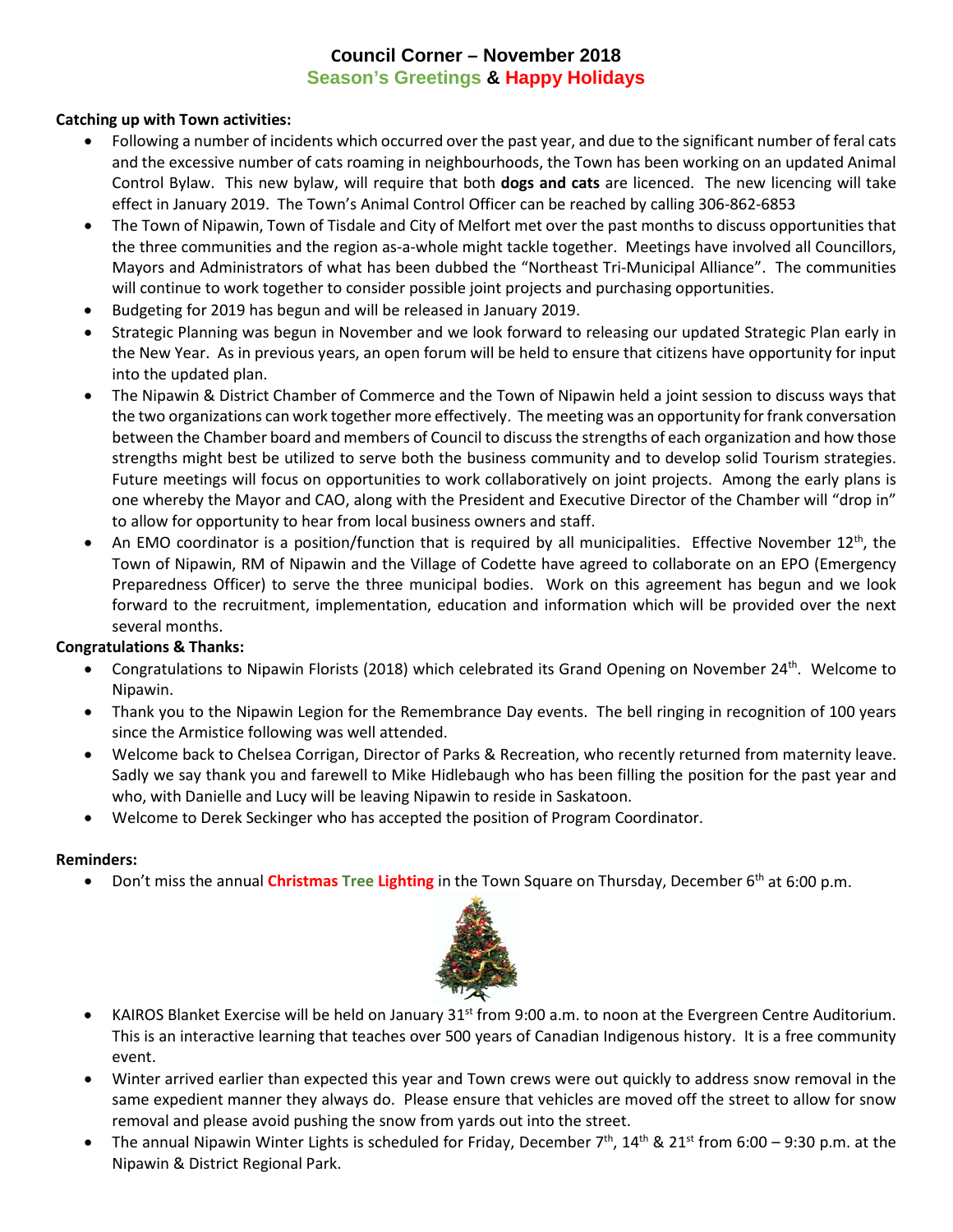# Council Corner – November 2018

## Season's Greetings & Happy Holidays

**Catching up with Town activities:**

- Following a number of incidents which occurred over the past year, and due to the significant number of feral cats and the excessive number of cats roaming in neighbourhoods, the Town has been working on an updated Animal Control Bylaw. This new bylaw, will require that both **dogs and cats** are licenced. The new licencing will take effect in January 2019. The Town's Animal Control Officer can be reached by calling 306-862-6853
- The Town of Nipawin, Town of Tisdale and City of Melfort met over the past months to discuss opportunities that the three communities and the region as-a-whole might tackle together. Meetings have involved all Councillors, Mayors and Administrators of what has been dubbed the "Northeast Tri-Municipal Alliance". The communities will continue to work together to consider possible joint projects and purchasing opportunities.
- Budgeting for 2019 has begun and will be released in January 2019.
- Strategic Planning was begun in November and we look forward to releasing our updated Strategic Plan early in the New Year. As in previous years, an open forum will be held to ensure that citizens have opportunity for input into the updated plan.
- The Nipawin & District Chamber of Commerce and the Town of Nipawin held a joint session to discuss ways that the two organizations can work together more effectively. The meeting was an opportunity for frank conversation between the Chamber board and members of Council to discuss the strengths of each organization and how those strengths might best be utilized to serve both the business community and to develop solid Tourism strategies. Future meetings will focus on opportunities to work collaboratively on joint projects. Among the early plans is one whereby the Mayor and CAO, along with the President and Executive Director of the Chamber will "drop in" to allow for opportunity to hear from local business owners and staff.
- An EMO coordinator is a position/function that is required by all municipalities. Effective November 12th, the Town of Nipawin, RM of Nipawin and the Village of Codette have agreed to collaborate on an EPO (Emergency Preparedness Officer) to serve the three municipal bodies. Work on this agreement has begun and we look forward to the recruitment, implementation, education and information which will be provided over the next several months.

**Congratulations & Thanks:**

- Congratulations to Nipawin Florists (2018) which celebrated its Grand Opening on November 24th. Welcome to Nipawin.
- Thank you to the Nipawin Legion for the Remembrance Day events. The bell ringing in recognition of 100 years since the Armistice following was well attended.
- Welcome back to Chelsea Corrigan, Director of Parks & Recreation, who recently returned from maternity leave. Sadly we say thank you and farewell to Mike Hidlebaugh who has been filling the position for the past year and who, with Danielle and Lucy will be leaving Nipawin to reside in Saskatoon.
- Welcome to Derek Seckinger who has accepted the position of Program Coordinator.

**Reminders:**

- Don't miss the annual **Christmas Tree Lighting** in the Town Square on Thursday, December 6th at 6:00 p.m.
- KAIROS Blanket Exercise will be held on January 31st from 9:00 a.m. to noon at the Evergreen Centre Auditorium. This is an interactive learning that teaches over 500 years of Canadian Indigenous history. It is a free community event.
- Winter arrived earlier than expected this year and Town crews were out quickly to address snow removal in the same expedient manner they always do. Please ensure that vehicles are moved off the street to allow for snow removal and please avoid pushing the snow from yards out into the street.
- The annual Nipawin Winter Lights is scheduled for Friday, December 7th, 14th & 21st from 6:00 – 9:30 p.m. at the Nipawin & District Regional Park.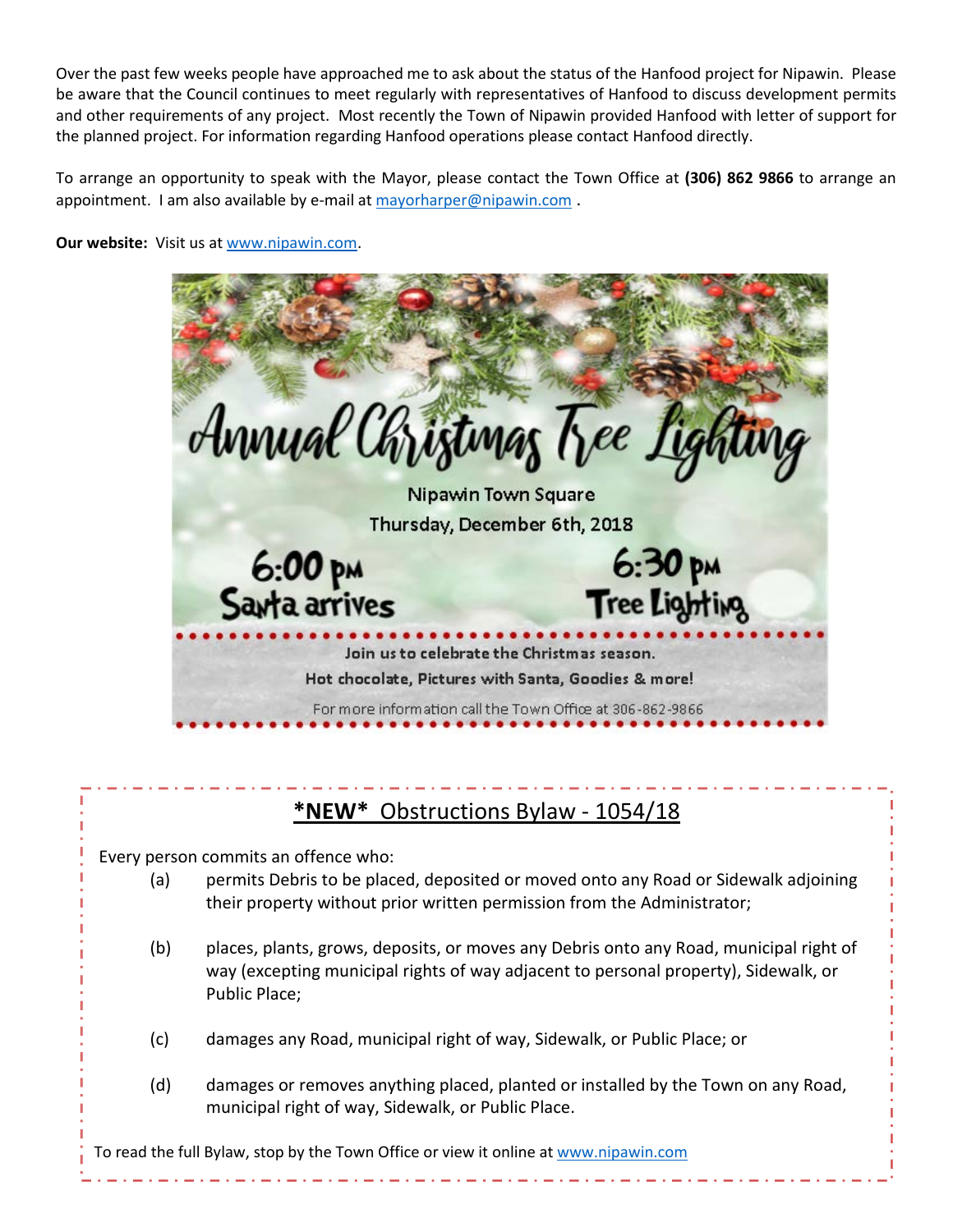Over the past few weeks people have approached me to ask about the status of the Hanfood project for Nipawin. Please be aware that the Council continues to meet regularly with representatives of Hanfood to discuss development permits and other requirements of any project. Most recently the Town of Nipawin provided Hanfood with letter of support for the planned project. For information regarding Hanfood operations please contact Hanfood directly.

To arrange an opportunity to speak with the Mayor, please contact the Town Office at **(306) 862 9866** to arrange an appointment. I am also available by e-mail at mayorharper@nipawin.com .

**Our website:** Visit us at www.nipawin.com.

# Annual Christmas Tree Lighting

Nipawin Town Square

Thursday, December 6th, 2018

**6:00 PM** Santa arrives

**6:30 PM** Tree Lighting

Join us to celebrate the Christmas season.

Hot chocolate, Pictures with Santa, Goodies & more!

For more information call the Town Office at 306-862-9866

## *NEW* Obstructions Bylaw - 1054/18

Every person commits an offence who:

(a) permits Debris to be placed, deposited or moved onto any Road or Sidewalk adjoining their property without prior written permission from the Administrator;

(b) places, plants, grows, deposits, or moves any Debris onto any Road, municipal right of way (excepting municipal rights of way adjacent to personal property), Sidewalk, or Public Place;

(c) damages any Road, municipal right of way, Sidewalk, or Public Place; or

(d) damages or removes anything placed, planted or installed by the Town on any Road, municipal right of way, Sidewalk, or Public Place.

To read the full Bylaw, stop by the Town Office or view it online at www.nipawin.com